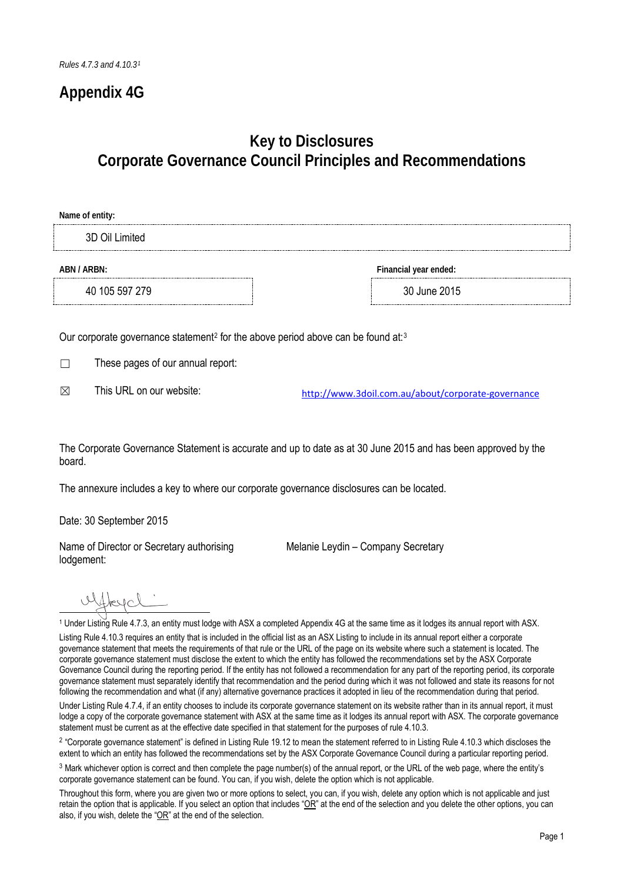*Rules 4.7.3 and 4.10.3*[1]

# Appendix 4G

## Key to Disclosures
## Corporate Governance Council Principles and Recommendations

**Name of entity:**

3D Oil Limited

| **ABN / ARBN:** | **Financial year ended:** |
|---|---|
| 40 105 597 279 | 30 June 2015 |

Our corporate governance statement[2] for the above period above can be found at:[3]

☐ These pages of our annual report:

☒ This URL on our website: http://www.3doil.com.au/about/corporate-governance

The Corporate Governance Statement is accurate and up to date as at 30 June 2015 and has been approved by the board.

The annexure includes a key to where our corporate governance disclosures can be located.

Date: 30 September 2015

Name of Director or Secretary authorising lodgement: Melanie Leydin – Company Secretary

---

[1] Under Listing Rule 4.7.3, an entity must lodge with ASX a completed Appendix 4G at the same time as it lodges its annual report with ASX.

Listing Rule 4.10.3 requires an entity that is included in the official list as an ASX Listing to include in its annual report either a corporate governance statement that meets the requirements of that rule or the URL of the page on its website where such a statement is located. The corporate governance statement must disclose the extent to which the entity has followed the recommendations set by the ASX Corporate Governance Council during the reporting period. If the entity has not followed a recommendation for any part of the reporting period, its corporate governance statement must separately identify that recommendation and the period during which it was not followed and state its reasons for not following the recommendation and what (if any) alternative governance practices it adopted in lieu of the recommendation during that period.

Under Listing Rule 4.7.4, if an entity chooses to include its corporate governance statement on its website rather than in its annual report, it must lodge a copy of the corporate governance statement with ASX at the same time as it lodges its annual report with ASX. The corporate governance statement must be current as at the effective date specified in that statement for the purposes of rule 4.10.3.

[2] "Corporate governance statement" is defined in Listing Rule 19.12 to mean the statement referred to in Listing Rule 4.10.3 which discloses the extent to which an entity has followed the recommendations set by the ASX Corporate Governance Council during a particular reporting period.

[3] Mark whichever option is correct and then complete the page number(s) of the annual report, or the URL of the web page, where the entity's corporate governance statement can be found. You can, if you wish, delete the option which is not applicable.

Throughout this form, where you are given two or more options to select, you can, if you wish, delete any option which is not applicable and just retain the option that is applicable. If you select an option that includes "OR" at the end of the selection and you delete the other options, you can also, if you wish, delete the "OR" at the end of the selection.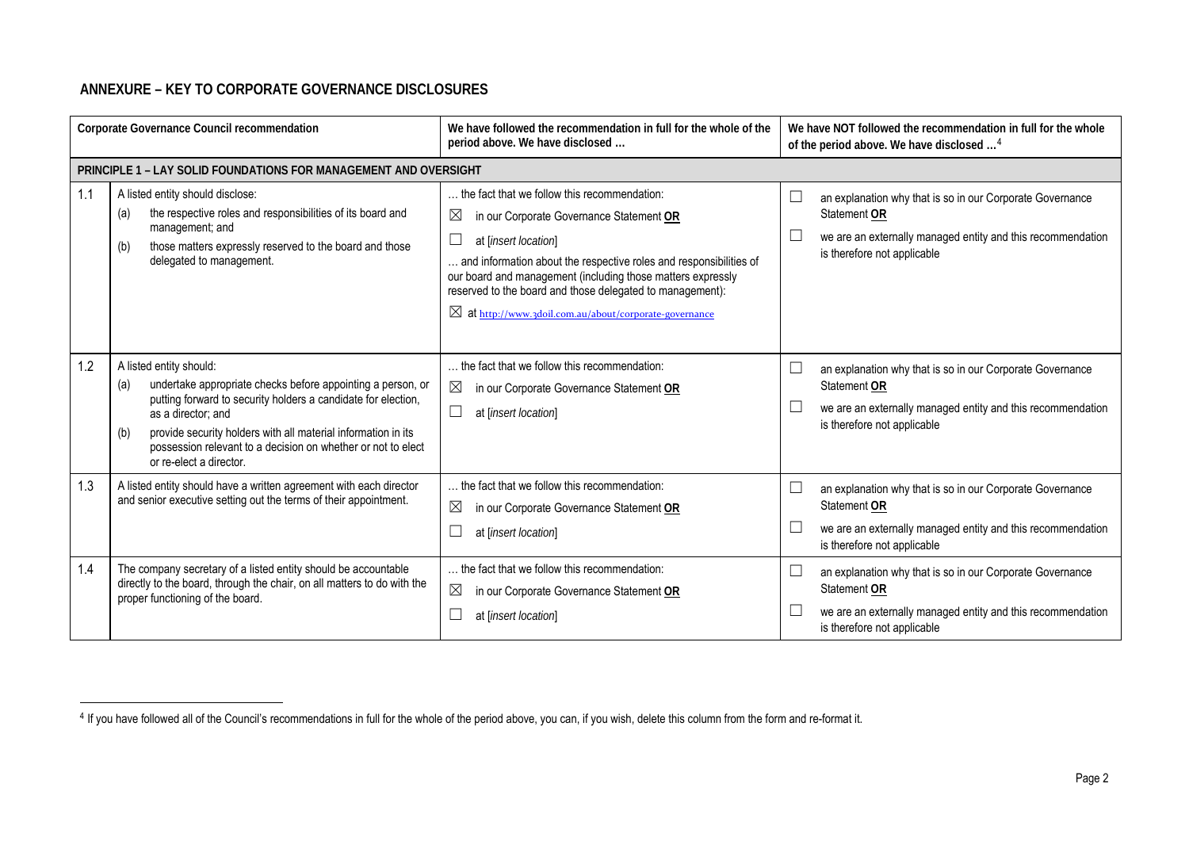## ANNEXURE – KEY TO CORPORATE GOVERNANCE DISCLOSURES

| | Corporate Governance Council recommendation | We have followed the recommendation in full for the whole of the period above. We have disclosed … | We have NOT followed the recommendation in full for the whole of the period above. We have disclosed …[4] |
|---|---|---|---|
| **PRINCIPLE 1 – LAY SOLID FOUNDATIONS FOR MANAGEMENT AND OVERSIGHT** | | | |
| 1.1 | A listed entity should disclose:<br>(a) the respective roles and responsibilities of its board and management; and<br>(b) those matters expressly reserved to the board and those delegated to management. | … the fact that we follow this recommendation:<br>☒ in our Corporate Governance Statement **OR**<br>☐ at [*insert location*]<br>… and information about the respective roles and responsibilities of our board and management (including those matters expressly reserved to the board and those delegated to management):<br>☒ at http://www.3doil.com.au/about/corporate-governance | ☐ an explanation why that is so in our Corporate Governance Statement **OR**<br>☐ we are an externally managed entity and this recommendation is therefore not applicable |
| 1.2 | A listed entity should:<br>(a) undertake appropriate checks before appointing a person, or putting forward to security holders a candidate for election, as a director; and<br>(b) provide security holders with all material information in its possession relevant to a decision on whether or not to elect or re-elect a director. | … the fact that we follow this recommendation:<br>☒ in our Corporate Governance Statement **OR**<br>☐ at [*insert location*] | ☐ an explanation why that is so in our Corporate Governance Statement **OR**<br>☐ we are an externally managed entity and this recommendation is therefore not applicable |
| 1.3 | A listed entity should have a written agreement with each director and senior executive setting out the terms of their appointment. | … the fact that we follow this recommendation:<br>☒ in our Corporate Governance Statement **OR**<br>☐ at [*insert location*] | ☐ an explanation why that is so in our Corporate Governance Statement **OR**<br>☐ we are an externally managed entity and this recommendation is therefore not applicable |
| 1.4 | The company secretary of a listed entity should be accountable directly to the board, through the chair, on all matters to do with the proper functioning of the board. | … the fact that we follow this recommendation:<br>☒ in our Corporate Governance Statement **OR**<br>☐ at [*insert location*] | ☐ an explanation why that is so in our Corporate Governance Statement **OR**<br>☐ we are an externally managed entity and this recommendation is therefore not applicable |

[4] If you have followed all of the Council's recommendations in full for the whole of the period above, you can, if you wish, delete this column from the form and re-format it.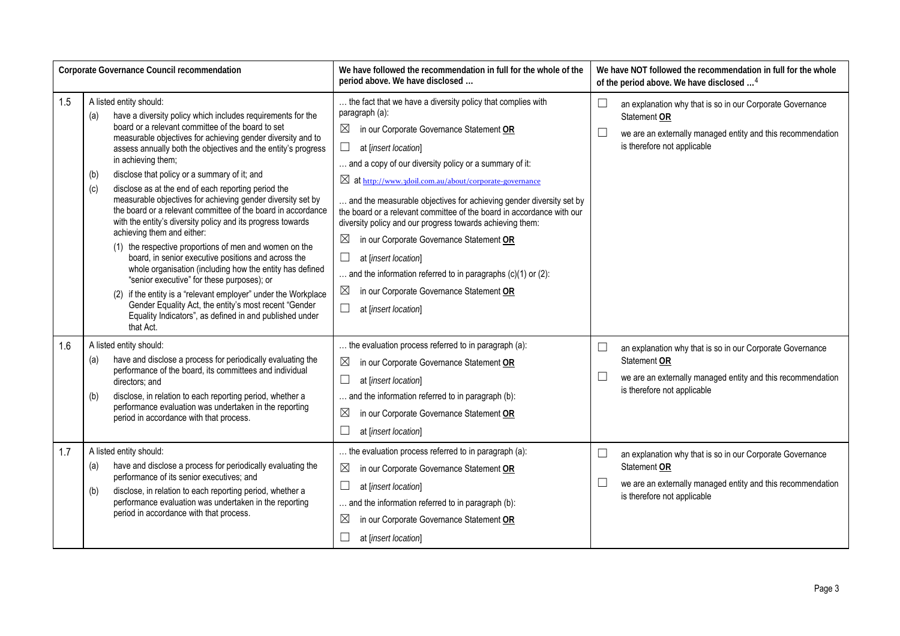| Corporate Governance Council recommendation | | We have followed the recommendation in full for the whole of the period above. We have disclosed … | We have NOT followed the recommendation in full for the whole of the period above. We have disclosed …[4] |
|---|---|---|---|
| 1.5 | A listed entity should:<br>(a) have a diversity policy which includes requirements for the board or a relevant committee of the board to set measurable objectives for achieving gender diversity and to assess annually both the objectives and the entity's progress in achieving them;<br>(b) disclose that policy or a summary of it; and<br>(c) disclose as at the end of each reporting period the measurable objectives for achieving gender diversity set by the board or a relevant committee of the board in accordance with the entity's diversity policy and its progress towards achieving them and either:<br>(1) the respective proportions of men and women on the board, in senior executive positions and across the whole organisation (including how the entity has defined "senior executive" for these purposes); or<br>(2) if the entity is a "relevant employer" under the Workplace Gender Equality Act, the entity's most recent "Gender Equality Indicators", as defined in and published under that Act. | … the fact that we have a diversity policy that complies with paragraph (a):<br>☒ in our Corporate Governance Statement **OR**<br>☐ at [*insert location*]<br>… and a copy of our diversity policy or a summary of it:<br>☒ at http://www.3doil.com.au/about/corporate-governance<br>… and the measurable objectives for achieving gender diversity set by the board or a relevant committee of the board in accordance with our diversity policy and our progress towards achieving them:<br>☒ in our Corporate Governance Statement **OR**<br>☐ at [*insert location*]<br>… and the information referred to in paragraphs (c)(1) or (2):<br>☒ in our Corporate Governance Statement **OR**<br>☐ at [*insert location*] | ☐ an explanation why that is so in our Corporate Governance Statement **OR**<br>☐ we are an externally managed entity and this recommendation is therefore not applicable |
| 1.6 | A listed entity should:<br>(a) have and disclose a process for periodically evaluating the performance of the board, its committees and individual directors; and<br>(b) disclose, in relation to each reporting period, whether a performance evaluation was undertaken in the reporting period in accordance with that process. | … the evaluation process referred to in paragraph (a):<br>☒ in our Corporate Governance Statement **OR**<br>☐ at [*insert location*]<br>… and the information referred to in paragraph (b):<br>☒ in our Corporate Governance Statement **OR**<br>☐ at [*insert location*] | ☐ an explanation why that is so in our Corporate Governance Statement **OR**<br>☐ we are an externally managed entity and this recommendation is therefore not applicable |
| 1.7 | A listed entity should:<br>(a) have and disclose a process for periodically evaluating the performance of its senior executives; and<br>(b) disclose, in relation to each reporting period, whether a performance evaluation was undertaken in the reporting period in accordance with that process. | … the evaluation process referred to in paragraph (a):<br>☒ in our Corporate Governance Statement **OR**<br>☐ at [*insert location*]<br>… and the information referred to in paragraph (b):<br>☒ in our Corporate Governance Statement **OR**<br>☐ at [*insert location*] | ☐ an explanation why that is so in our Corporate Governance Statement **OR**<br>☐ we are an externally managed entity and this recommendation is therefore not applicable |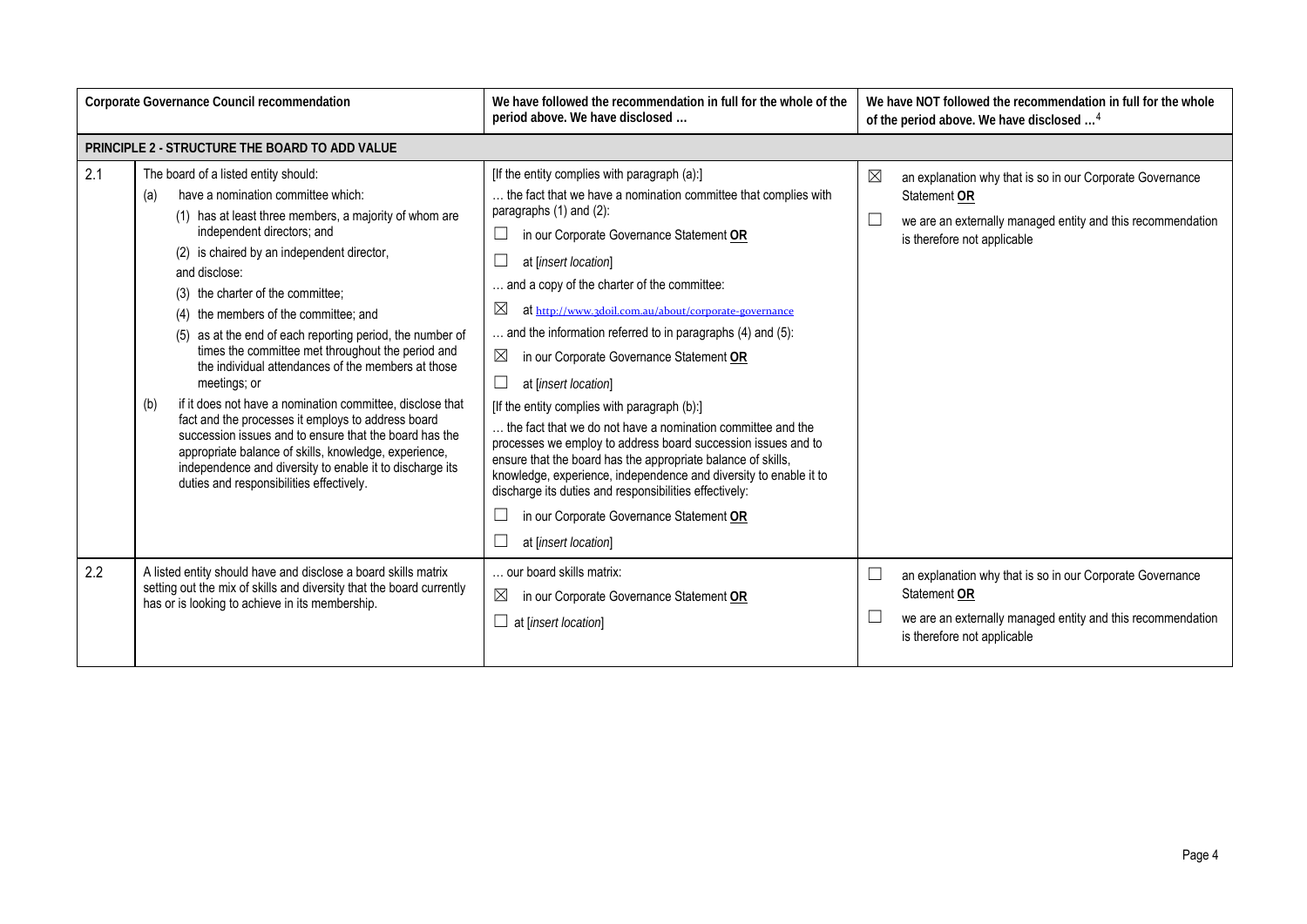| | Corporate Governance Council recommendation | We have followed the recommendation in full for the whole of the period above. We have disclosed … | We have NOT followed the recommendation in full for the whole of the period above. We have disclosed …[4] |
|---|---|---|---|
| **PRINCIPLE 2 - STRUCTURE THE BOARD TO ADD VALUE** | | | |
| 2.1 | The board of a listed entity should:<br>(a) have a nomination committee which:<br>(1) has at least three members, a majority of whom are independent directors; and<br>(2) is chaired by an independent director,<br>and disclose:<br>(3) the charter of the committee;<br>(4) the members of the committee; and<br>(5) as at the end of each reporting period, the number of times the committee met throughout the period and the individual attendances of the members at those meetings; or<br>(b) if it does not have a nomination committee, disclose that fact and the processes it employs to address board succession issues and to ensure that the board has the appropriate balance of skills, knowledge, experience, independence and diversity to enable it to discharge its duties and responsibilities effectively. | [If the entity complies with paragraph (a):]<br>… the fact that we have a nomination committee that complies with paragraphs (1) and (2):<br>☐ in our Corporate Governance Statement **OR**<br>☐ at [*insert location*]<br>… and a copy of the charter of the committee:<br>☒ at http://www.3doil.com.au/about/corporate-governance<br>… and the information referred to in paragraphs (4) and (5):<br>☒ in our Corporate Governance Statement **OR**<br>☐ at [*insert location*]<br>[If the entity complies with paragraph (b):]<br>… the fact that we do not have a nomination committee and the processes we employ to address board succession issues and to ensure that the board has the appropriate balance of skills, knowledge, experience, independence and diversity to enable it to discharge its duties and responsibilities effectively:<br>☐ in our Corporate Governance Statement **OR**<br>☐ at [*insert location*] | ☒ an explanation why that is so in our Corporate Governance Statement **OR**<br>☐ we are an externally managed entity and this recommendation is therefore not applicable |
| 2.2 | A listed entity should have and disclose a board skills matrix setting out the mix of skills and diversity that the board currently has or is looking to achieve in its membership. | … our board skills matrix:<br>☒ in our Corporate Governance Statement **OR**<br>☐ at [*insert location*] | ☐ an explanation why that is so in our Corporate Governance Statement **OR**<br>☐ we are an externally managed entity and this recommendation is therefore not applicable |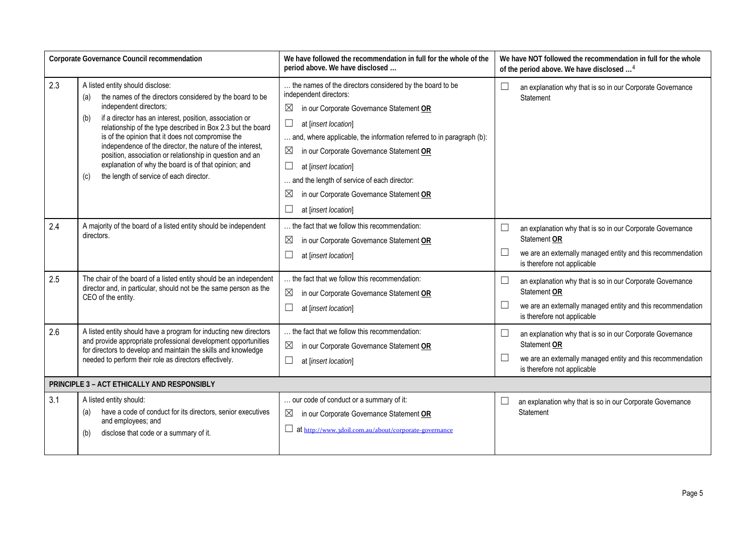| | Corporate Governance Council recommendation | We have followed the recommendation in full for the whole of the period above. We have disclosed … | We have NOT followed the recommendation in full for the whole of the period above. We have disclosed …[4] |
|---|---|---|---|
| 2.3 | A listed entity should disclose:<br>(a) the names of the directors considered by the board to be independent directors;<br>(b) if a director has an interest, position, association or relationship of the type described in Box 2.3 but the board is of the opinion that it does not compromise the independence of the director, the nature of the interest, position, association or relationship in question and an explanation of why the board is of that opinion; and<br>(c) the length of service of each director. | … the names of the directors considered by the board to be independent directors:<br>☒ in our Corporate Governance Statement **OR**<br>☐ at [*insert location*]<br>… and, where applicable, the information referred to in paragraph (b):<br>☒ in our Corporate Governance Statement **OR**<br>☐ at [*insert location*]<br>… and the length of service of each director:<br>☒ in our Corporate Governance Statement **OR**<br>☐ at [*insert location*] | ☐ an explanation why that is so in our Corporate Governance Statement |
| 2.4 | A majority of the board of a listed entity should be independent directors. | … the fact that we follow this recommendation:<br>☒ in our Corporate Governance Statement **OR**<br>☐ at [*insert location*] | ☐ an explanation why that is so in our Corporate Governance Statement **OR**<br>☐ we are an externally managed entity and this recommendation is therefore not applicable |
| 2.5 | The chair of the board of a listed entity should be an independent director and, in particular, should not be the same person as the CEO of the entity. | … the fact that we follow this recommendation:<br>☒ in our Corporate Governance Statement **OR**<br>☐ at [*insert location*] | ☐ an explanation why that is so in our Corporate Governance Statement **OR**<br>☐ we are an externally managed entity and this recommendation is therefore not applicable |
| 2.6 | A listed entity should have a program for inducting new directors and provide appropriate professional development opportunities for directors to develop and maintain the skills and knowledge needed to perform their role as directors effectively. | … the fact that we follow this recommendation:<br>☒ in our Corporate Governance Statement **OR**<br>☐ at [*insert location*] | ☐ an explanation why that is so in our Corporate Governance Statement **OR**<br>☐ we are an externally managed entity and this recommendation is therefore not applicable |
| **PRINCIPLE 3 – ACT ETHICALLY AND RESPONSIBLY** | | | |
| 3.1 | A listed entity should:<br>(a) have a code of conduct for its directors, senior executives and employees; and<br>(b) disclose that code or a summary of it. | … our code of conduct or a summary of it:<br>☒ in our Corporate Governance Statement **OR**<br>☐ at http://www.3doil.com.au/about/corporate-governance | ☐ an explanation why that is so in our Corporate Governance Statement |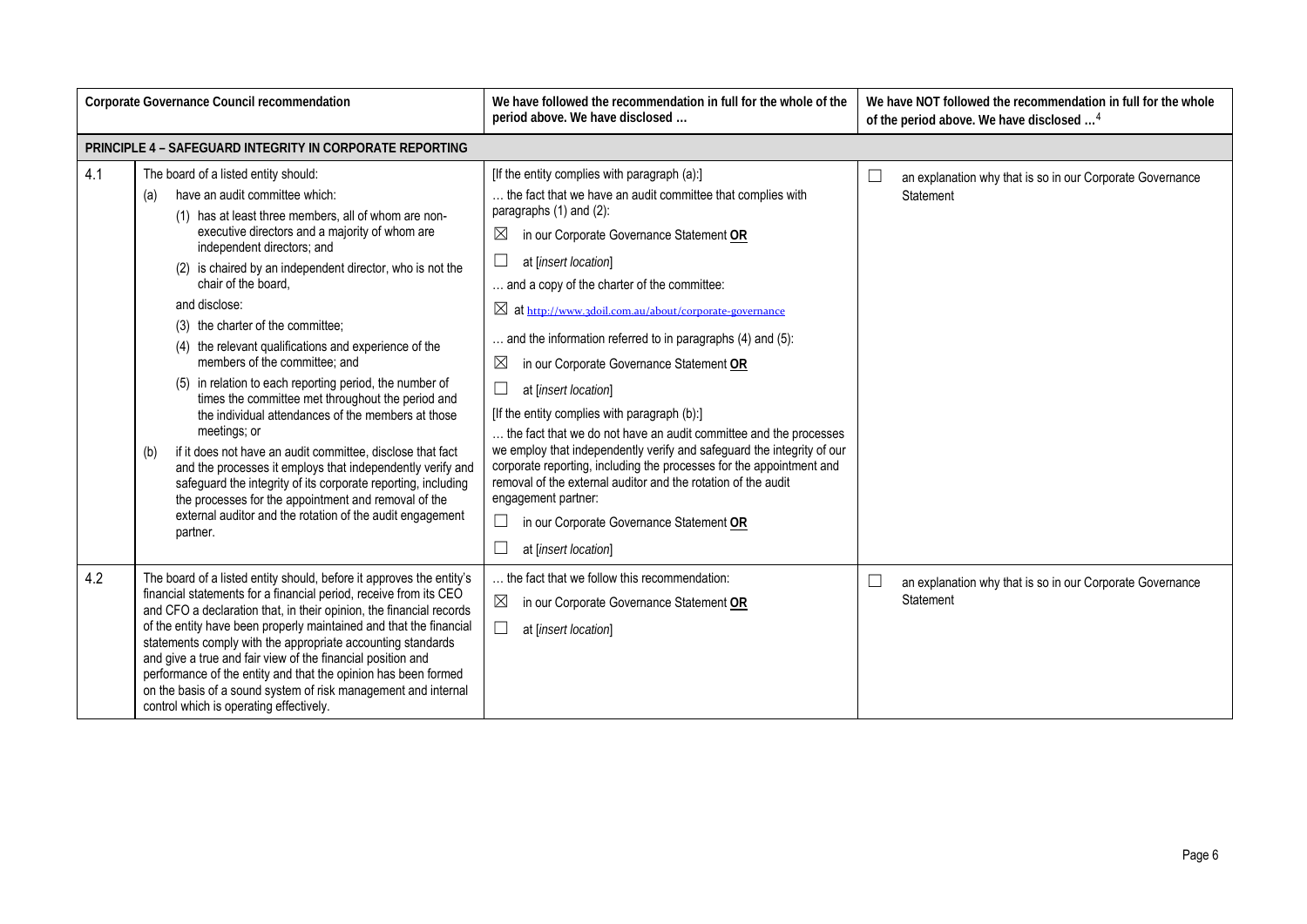| | Corporate Governance Council recommendation | We have followed the recommendation in full for the whole of the period above. We have disclosed … | We have NOT followed the recommendation in full for the whole of the period above. We have disclosed …[4] |
|---|---|---|---|
| **PRINCIPLE 4 – SAFEGUARD INTEGRITY IN CORPORATE REPORTING** | | | |
| 4.1 | The board of a listed entity should:<br>(a) have an audit committee which:<br>(1) has at least three members, all of whom are non-executive directors and a majority of whom are independent directors; and<br>(2) is chaired by an independent director, who is not the chair of the board,<br>and disclose:<br>(3) the charter of the committee;<br>(4) the relevant qualifications and experience of the members of the committee; and<br>(5) in relation to each reporting period, the number of times the committee met throughout the period and the individual attendances of the members at those meetings; or<br>(b) if it does not have an audit committee, disclose that fact and the processes it employs that independently verify and safeguard the integrity of its corporate reporting, including the processes for the appointment and removal of the external auditor and the rotation of the audit engagement partner. | [If the entity complies with paragraph (a):]<br>… the fact that we have an audit committee that complies with paragraphs (1) and (2):<br>☒ in our Corporate Governance Statement **OR**<br>☐ at [*insert location*]<br>… and a copy of the charter of the committee:<br>☒ at http://www.3doil.com.au/about/corporate-governance<br>… and the information referred to in paragraphs (4) and (5):<br>☒ in our Corporate Governance Statement **OR**<br>☐ at [*insert location*]<br>[If the entity complies with paragraph (b):]<br>… the fact that we do not have an audit committee and the processes we employ that independently verify and safeguard the integrity of our corporate reporting, including the processes for the appointment and removal of the external auditor and the rotation of the audit engagement partner:<br>☐ in our Corporate Governance Statement **OR**<br>☐ at [*insert location*] | ☐ an explanation why that is so in our Corporate Governance Statement |
| 4.2 | The board of a listed entity should, before it approves the entity's financial statements for a financial period, receive from its CEO and CFO a declaration that, in their opinion, the financial records of the entity have been properly maintained and that the financial statements comply with the appropriate accounting standards and give a true and fair view of the financial position and performance of the entity and that the opinion has been formed on the basis of a sound system of risk management and internal control which is operating effectively. | … the fact that we follow this recommendation:<br>☒ in our Corporate Governance Statement **OR**<br>☐ at [*insert location*] | ☐ an explanation why that is so in our Corporate Governance Statement |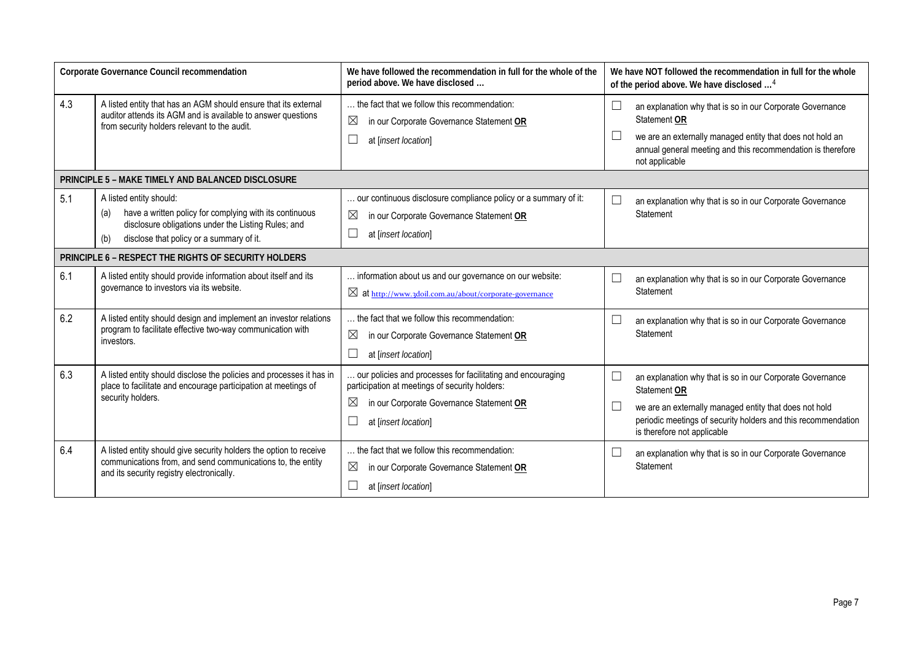| Corporate Governance Council recommendation | | We have followed the recommendation in full for the whole of the period above. We have disclosed … | We have NOT followed the recommendation in full for the whole of the period above. We have disclosed …[4] |
|---|---|---|---|
| 4.3 | A listed entity that has an AGM should ensure that its external auditor attends its AGM and is available to answer questions from security holders relevant to the audit. | … the fact that we follow this recommendation:<br>☒ in our Corporate Governance Statement **OR**<br>☐ at [*insert location*] | ☐ an explanation why that is so in our Corporate Governance Statement **OR**<br>☐ we are an externally managed entity that does not hold an annual general meeting and this recommendation is therefore not applicable |
| **PRINCIPLE 5 – MAKE TIMELY AND BALANCED DISCLOSURE** | | | |
| 5.1 | A listed entity should:<br>(a) have a written policy for complying with its continuous disclosure obligations under the Listing Rules; and<br>(b) disclose that policy or a summary of it. | … our continuous disclosure compliance policy or a summary of it:<br>☒ in our Corporate Governance Statement **OR**<br>☐ at [*insert location*] | ☐ an explanation why that is so in our Corporate Governance Statement |
| **PRINCIPLE 6 – RESPECT THE RIGHTS OF SECURITY HOLDERS** | | | |
| 6.1 | A listed entity should provide information about itself and its governance to investors via its website. | … information about us and our governance on our website:<br>☒ at http://www.3doil.com.au/about/corporate-governance | ☐ an explanation why that is so in our Corporate Governance Statement |
| 6.2 | A listed entity should design and implement an investor relations program to facilitate effective two-way communication with investors. | … the fact that we follow this recommendation:<br>☒ in our Corporate Governance Statement **OR**<br>☐ at [*insert location*] | ☐ an explanation why that is so in our Corporate Governance Statement |
| 6.3 | A listed entity should disclose the policies and processes it has in place to facilitate and encourage participation at meetings of security holders. | … our policies and processes for facilitating and encouraging participation at meetings of security holders:<br>☒ in our Corporate Governance Statement **OR**<br>☐ at [*insert location*] | ☐ an explanation why that is so in our Corporate Governance Statement **OR**<br>☐ we are an externally managed entity that does not hold periodic meetings of security holders and this recommendation is therefore not applicable |
| 6.4 | A listed entity should give security holders the option to receive communications from, and send communications to, the entity and its security registry electronically. | … the fact that we follow this recommendation:<br>☒ in our Corporate Governance Statement **OR**<br>☐ at [*insert location*] | ☐ an explanation why that is so in our Corporate Governance Statement |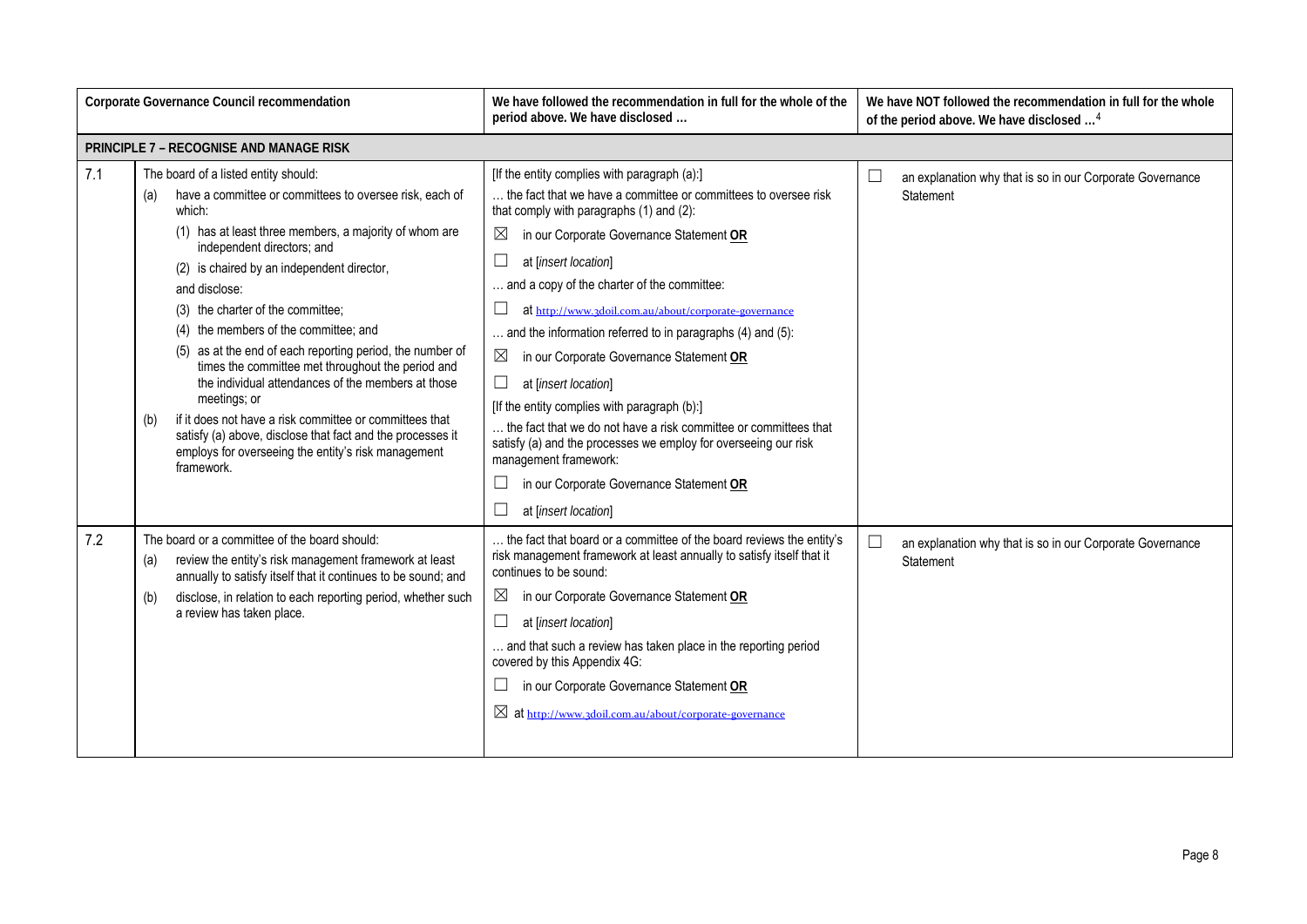| | Corporate Governance Council recommendation | We have followed the recommendation in full for the whole of the period above. We have disclosed … | We have NOT followed the recommendation in full for the whole of the period above. We have disclosed …[4] |
|---|---|---|---|
| **PRINCIPLE 7 – RECOGNISE AND MANAGE RISK** | | | |
| 7.1 | The board of a listed entity should:<br>(a) have a committee or committees to oversee risk, each of which:<br>(1) has at least three members, a majority of whom are independent directors; and<br>(2) is chaired by an independent director,<br>and disclose:<br>(3) the charter of the committee;<br>(4) the members of the committee; and<br>(5) as at the end of each reporting period, the number of times the committee met throughout the period and the individual attendances of the members at those meetings; or<br>(b) if it does not have a risk committee or committees that satisfy (a) above, disclose that fact and the processes it employs for overseeing the entity's risk management framework. | [If the entity complies with paragraph (a):]<br>… the fact that we have a committee or committees to oversee risk that comply with paragraphs (1) and (2):<br>☒ in our Corporate Governance Statement **OR**<br>☐ at [*insert location*]<br>… and a copy of the charter of the committee:<br>☐ at http://www.3doil.com.au/about/corporate-governance<br>… and the information referred to in paragraphs (4) and (5):<br>☒ in our Corporate Governance Statement **OR**<br>☐ at [*insert location*]<br>[If the entity complies with paragraph (b):]<br>… the fact that we do not have a risk committee or committees that satisfy (a) and the processes we employ for overseeing our risk management framework:<br>☐ in our Corporate Governance Statement **OR**<br>☐ at [*insert location*] | ☐ an explanation why that is so in our Corporate Governance Statement |
| 7.2 | The board or a committee of the board should:<br>(a) review the entity's risk management framework at least annually to satisfy itself that it continues to be sound; and<br>(b) disclose, in relation to each reporting period, whether such a review has taken place. | … the fact that board or a committee of the board reviews the entity's risk management framework at least annually to satisfy itself that it continues to be sound:<br>☒ in our Corporate Governance Statement **OR**<br>☐ at [*insert location*]<br>… and that such a review has taken place in the reporting period covered by this Appendix 4G:<br>☐ in our Corporate Governance Statement **OR**<br>☒ at http://www.3doil.com.au/about/corporate-governance | ☐ an explanation why that is so in our Corporate Governance Statement |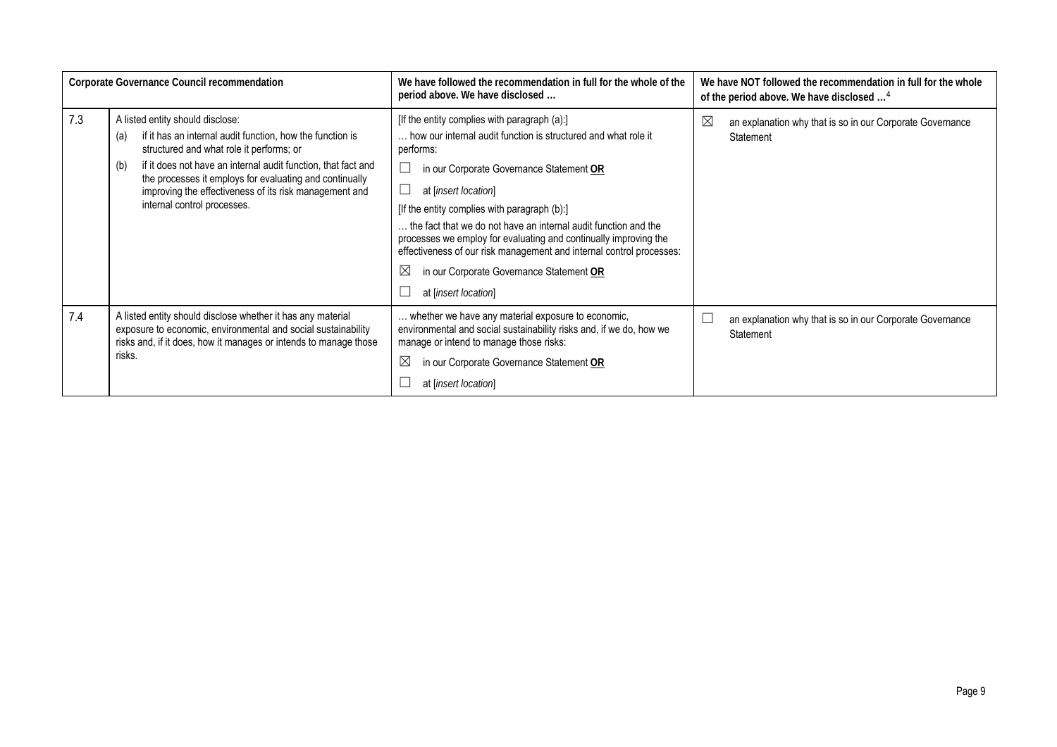| | Corporate Governance Council recommendation | We have followed the recommendation in full for the whole of the period above. We have disclosed … | We have NOT followed the recommendation in full for the whole of the period above. We have disclosed …[4] |
|---|---|---|---|
| 7.3 | A listed entity should disclose:<br>(a) if it has an internal audit function, how the function is structured and what role it performs; or<br>(b) if it does not have an internal audit function, that fact and the processes it employs for evaluating and continually improving the effectiveness of its risk management and internal control processes. | [If the entity complies with paragraph (a):]<br>… how our internal audit function is structured and what role it performs:<br>☐ in our Corporate Governance Statement **OR**<br>☐ at [*insert location*]<br>[If the entity complies with paragraph (b):]<br>… the fact that we do not have an internal audit function and the processes we employ for evaluating and continually improving the effectiveness of our risk management and internal control processes:<br>☒ in our Corporate Governance Statement **OR**<br>☐ at [*insert location*] | ☒ an explanation why that is so in our Corporate Governance Statement |
| 7.4 | A listed entity should disclose whether it has any material exposure to economic, environmental and social sustainability risks and, if it does, how it manages or intends to manage those risks. | … whether we have any material exposure to economic, environmental and social sustainability risks and, if we do, how we manage or intend to manage those risks:<br>☒ in our Corporate Governance Statement **OR**<br>☐ at [*insert location*] | ☐ an explanation why that is so in our Corporate Governance Statement |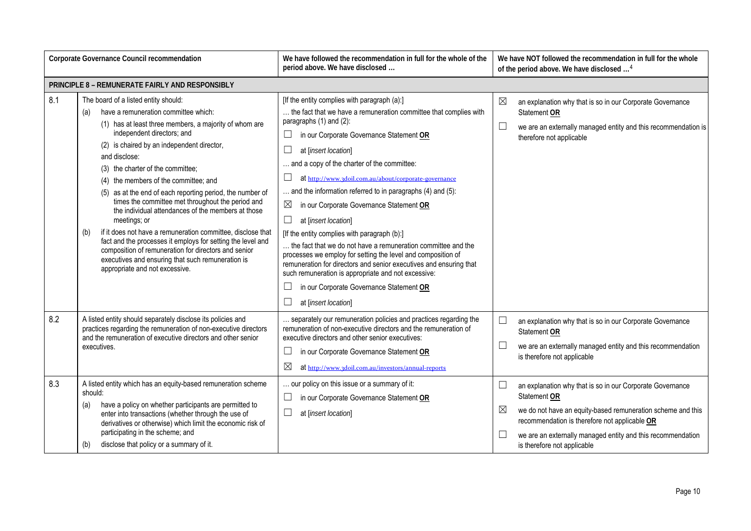| Corporate Governance Council recommendation | | We have followed the recommendation in full for the whole of the period above. We have disclosed … | We have NOT followed the recommendation in full for the whole of the period above. We have disclosed …[4] |
|---|---|---|---|
| **PRINCIPLE 8 – REMUNERATE FAIRLY AND RESPONSIBLY** | | | |
| 8.1 | The board of a listed entity should:<br>(a) have a remuneration committee which:<br>(1) has at least three members, a majority of whom are independent directors; and<br>(2) is chaired by an independent director,<br>and disclose:<br>(3) the charter of the committee;<br>(4) the members of the committee; and<br>(5) as at the end of each reporting period, the number of times the committee met throughout the period and the individual attendances of the members at those meetings; or<br>(b) if it does not have a remuneration committee, disclose that fact and the processes it employs for setting the level and composition of remuneration for directors and senior executives and ensuring that such remuneration is appropriate and not excessive. | [If the entity complies with paragraph (a):]<br>… the fact that we have a remuneration committee that complies with paragraphs (1) and (2):<br>☐ in our Corporate Governance Statement **OR**<br>☐ at *[insert location]*<br>… and a copy of the charter of the committee:<br>☐ at http://www.3doil.com.au/about/corporate-governance<br>… and the information referred to in paragraphs (4) and (5):<br>☒ in our Corporate Governance Statement **OR**<br>☐ at *[insert location]*<br>[If the entity complies with paragraph (b):]<br>… the fact that we do not have a remuneration committee and the processes we employ for setting the level and composition of remuneration for directors and senior executives and ensuring that such remuneration is appropriate and not excessive:<br>☐ in our Corporate Governance Statement **OR**<br>☐ at *[insert location]* | ☒ an explanation why that is so in our Corporate Governance Statement **OR**<br>☐ we are an externally managed entity and this recommendation is therefore not applicable |
| 8.2 | A listed entity should separately disclose its policies and practices regarding the remuneration of non-executive directors and the remuneration of executive directors and other senior executives. | … separately our remuneration policies and practices regarding the remuneration of non-executive directors and the remuneration of executive directors and other senior executives:<br>☐ in our Corporate Governance Statement **OR**<br>☒ at http://www.3doil.com.au/investors/annual-reports | ☐ an explanation why that is so in our Corporate Governance Statement **OR**<br>☐ we are an externally managed entity and this recommendation is therefore not applicable |
| 8.3 | A listed entity which has an equity-based remuneration scheme should:<br>(a) have a policy on whether participants are permitted to enter into transactions (whether through the use of derivatives or otherwise) which limit the economic risk of participating in the scheme; and<br>(b) disclose that policy or a summary of it. | … our policy on this issue or a summary of it:<br>☐ in our Corporate Governance Statement **OR**<br>☐ at *[insert location]* | ☐ an explanation why that is so in our Corporate Governance Statement **OR**<br>☒ we do not have an equity-based remuneration scheme and this recommendation is therefore not applicable **OR**<br>☐ we are an externally managed entity and this recommendation is therefore not applicable |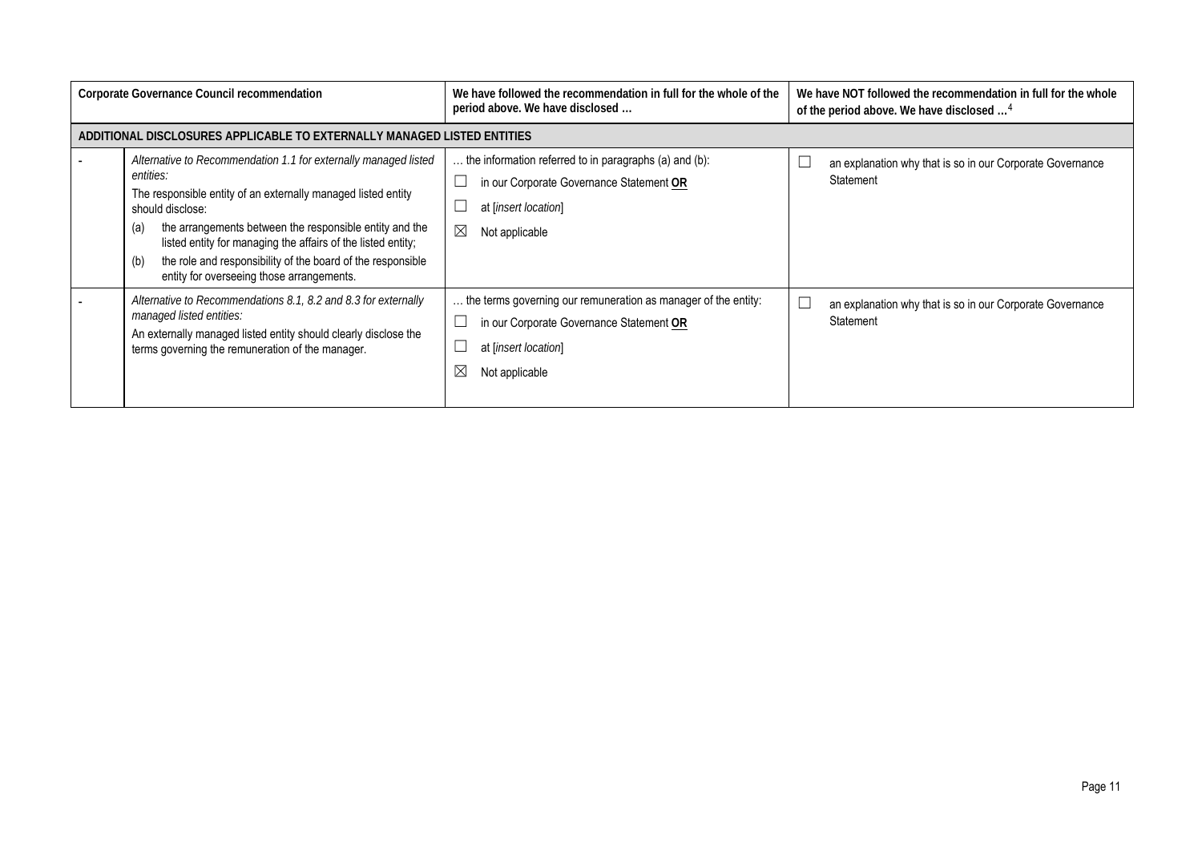| | Corporate Governance Council recommendation | We have followed the recommendation in full for the whole of the period above. We have disclosed … | We have NOT followed the recommendation in full for the whole of the period above. We have disclosed …[4] |
|---|---|---|---|
| **ADDITIONAL DISCLOSURES APPLICABLE TO EXTERNALLY MANAGED LISTED ENTITIES** | | | |
| - | *Alternative to Recommendation 1.1 for externally managed listed entities:*<br>The responsible entity of an externally managed listed entity should disclose:<br>(a) the arrangements between the responsible entity and the listed entity for managing the affairs of the listed entity;<br>(b) the role and responsibility of the board of the responsible entity for overseeing those arrangements. | … the information referred to in paragraphs (a) and (b):<br>☐ in our Corporate Governance Statement **OR**<br>☐ at [*insert location*]<br>☒ Not applicable | ☐ an explanation why that is so in our Corporate Governance Statement |
| - | *Alternative to Recommendations 8.1, 8.2 and 8.3 for externally managed listed entities:*<br>An externally managed listed entity should clearly disclose the terms governing the remuneration of the manager. | … the terms governing our remuneration as manager of the entity:<br>☐ in our Corporate Governance Statement **OR**<br>☐ at [*insert location*]<br>☒ Not applicable | ☐ an explanation why that is so in our Corporate Governance Statement |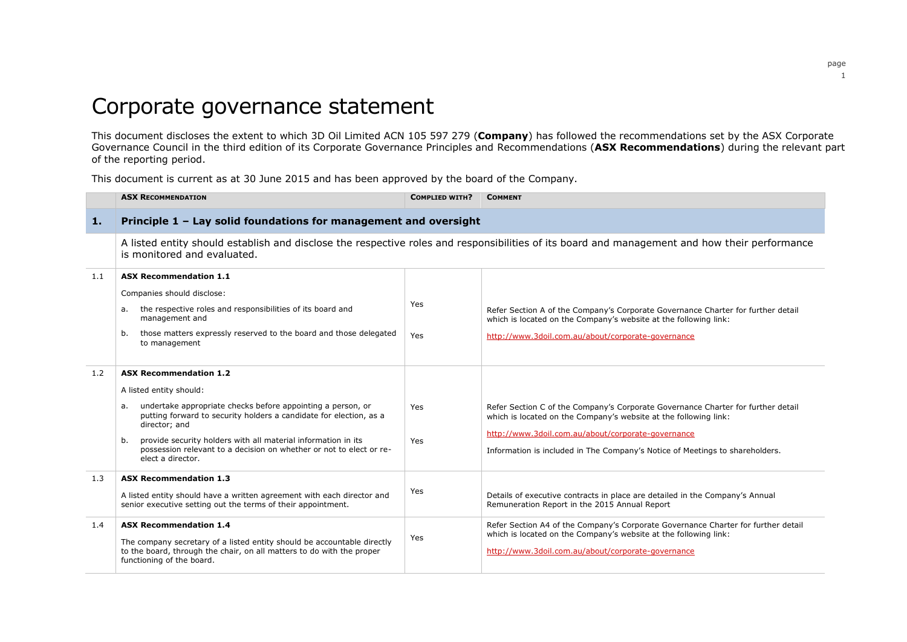# Corporate governance statement

This document discloses the extent to which 3D Oil Limited ACN 105 597 279 (**Company**) has followed the recommendations set by the ASX Corporate Governance Council in the third edition of its Corporate Governance Principles and Recommendations (**ASX Recommendations**) during the relevant part of the reporting period.

This document is current as at 30 June 2015 and has been approved by the board of the Company.

| | ASX Recommendation | Complied with? | Comment |
|---|---|---|---|
| **1.** | **Principle 1 – Lay solid foundations for management and oversight** | | |
| | A listed entity should establish and disclose the respective roles and responsibilities of its board and management and how their performance is monitored and evaluated. | | |
| 1.1 | **ASX Recommendation 1.1**<br>Companies should disclose:<br>a. the respective roles and responsibilities of its board and management and<br>b. those matters expressly reserved to the board and those delegated to management | Yes<br><br>Yes | Refer Section A of the Company's Corporate Governance Charter for further detail which is located on the Company's website at the following link:<br>http://www.3doil.com.au/about/corporate-governance |
| 1.2 | **ASX Recommendation 1.2**<br>A listed entity should:<br>a. undertake appropriate checks before appointing a person, or putting forward to security holders a candidate for election, as a director; and<br>b. provide security holders with all material information in its possession relevant to a decision on whether or not to elect or re-elect a director. | Yes<br><br>Yes | Refer Section C of the Company's Corporate Governance Charter for further detail which is located on the Company's website at the following link:<br>http://www.3doil.com.au/about/corporate-governance<br>Information is included in The Company's Notice of Meetings to shareholders. |
| 1.3 | **ASX Recommendation 1.3**<br>A listed entity should have a written agreement with each director and senior executive setting out the terms of their appointment. | Yes | Details of executive contracts in place are detailed in the Company's Annual Remuneration Report in the 2015 Annual Report |
| 1.4 | **ASX Recommendation 1.4**<br>The company secretary of a listed entity should be accountable directly to the board, through the chair, on all matters to do with the proper functioning of the board. | Yes | Refer Section A4 of the Company's Corporate Governance Charter for further detail which is located on the Company's website at the following link:<br>http://www.3doil.com.au/about/corporate-governance |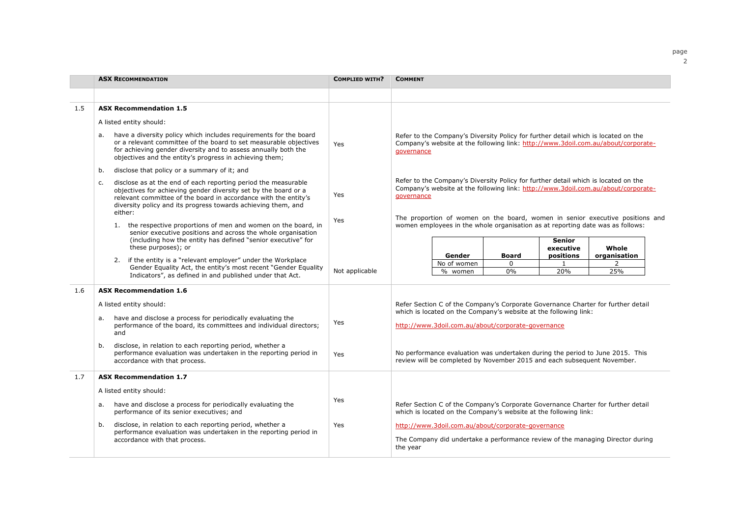| | ASX RECOMMENDATION | COMPLIED WITH? | COMMENT |
|---|---|---|---|
| 1.5 | **ASX Recommendation 1.5**<br><br>A listed entity should:<br><br>a. have a diversity policy which includes requirements for the board or a relevant committee of the board to set measurable objectives for achieving gender diversity and to assess annually both the objectives and the entity's progress in achieving them;<br><br>b. disclose that policy or a summary of it; and<br><br>c. disclose as at the end of each reporting period the measurable objectives for achieving gender diversity set by the board or a relevant committee of the board in accordance with the entity's diversity policy and its progress towards achieving them, and either:<br><br>1. the respective proportions of men and women on the board, in senior executive positions and across the whole organisation (including how the entity has defined "senior executive" for these purposes); or<br><br>2. if the entity is a "relevant employer" under the Workplace Gender Equality Act, the entity's most recent "Gender Equality Indicators", as defined in and published under that Act. | Yes<br><br>Yes<br><br>Yes<br><br>Not applicable | Refer to the Company's Diversity Policy for further detail which is located on the Company's website at the following link: http://www.3doil.com.au/about/corporate-governance<br><br>Refer to the Company's Diversity Policy for further detail which is located on the Company's website at the following link: http://www.3doil.com.au/about/corporate-governance<br><br>The proportion of women on the board, women in senior executive positions and women employees in the whole organisation as at reporting date was as follows:<br><br>Gender / Board / Senior executive positions / Whole organisation<br>No of women: 0 / 1 / 2<br>% women: 0% / 20% / 25% |
| 1.6 | **ASX Recommendation 1.6**<br><br>A listed entity should:<br><br>a. have and disclose a process for periodically evaluating the performance of the board, its committees and individual directors; and<br><br>b. disclose, in relation to each reporting period, whether a performance evaluation was undertaken in the reporting period in accordance with that process. | Yes<br><br>Yes | Refer Section C of the Company's Corporate Governance Charter for further detail which is located on the Company's website at the following link:<br><br>http://www.3doil.com.au/about/corporate-governance<br><br>No performance evaluation was undertaken during the period to June 2015. This review will be completed by November 2015 and each subsequent November. |
| 1.7 | **ASX Recommendation 1.7**<br><br>A listed entity should:<br><br>a. have and disclose a process for periodically evaluating the performance of its senior executives; and<br><br>b. disclose, in relation to each reporting period, whether a performance evaluation was undertaken in the reporting period in accordance with that process. | Yes<br><br>Yes | Refer Section C of the Company's Corporate Governance Charter for further detail which is located on the Company's website at the following link:<br><br>http://www.3doil.com.au/about/corporate-governance<br><br>The Company did undertake a performance review of the managing Director during the year |

| Gender | Board | Senior executive positions | Whole organisation |
|---|---|---|---|
| No of women | 0 | 1 | 2 |
| % women | 0% | 20% | 25% |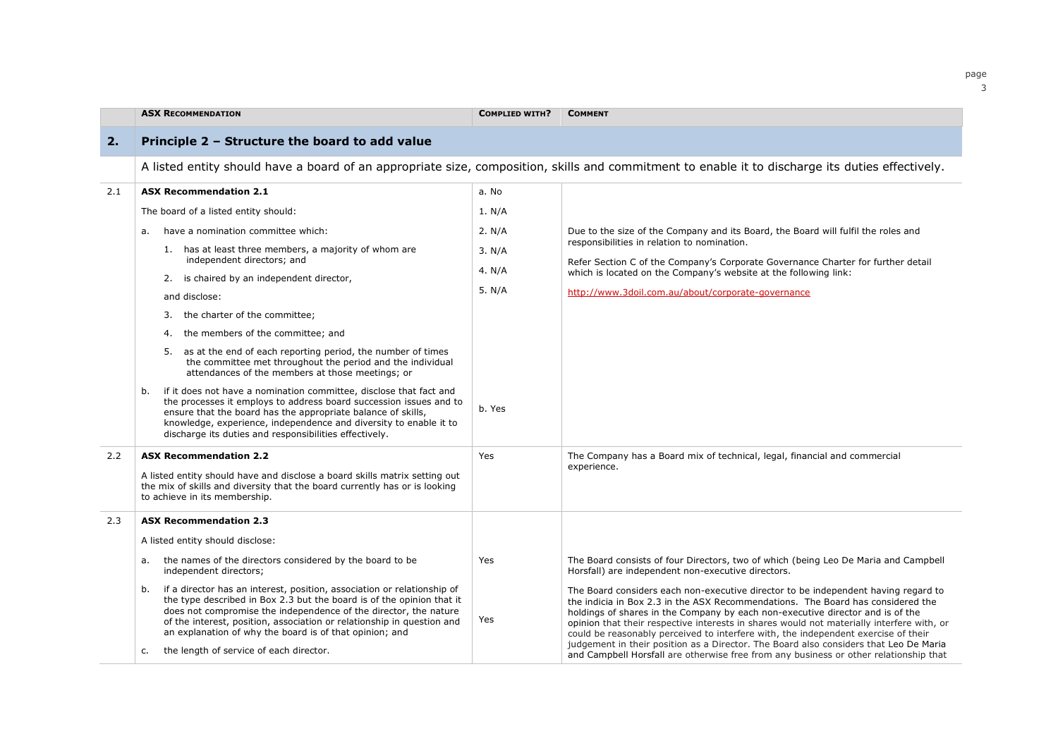|  | **ASX RECOMMENDATION** | **COMPLIED WITH?** | **COMMENT** |
|---|---|---|---|
| **2.** | **Principle 2 – Structure the board to add value** | | |
|  | A listed entity should have a board of an appropriate size, composition, skills and commitment to enable it to discharge its duties effectively. | | |
| 2.1 | **ASX Recommendation 2.1**<br><br>The board of a listed entity should:<br><br>a. have a nomination committee which:<br>1. has at least three members, a majority of whom are independent directors; and<br>2. is chaired by an independent director,<br><br>and disclose:<br>3. the charter of the committee;<br>4. the members of the committee; and<br>5. as at the end of each reporting period, the number of times the committee met throughout the period and the individual attendances of the members at those meetings; or<br><br>b. if it does not have a nomination committee, disclose that fact and the processes it employs to address board succession issues and to ensure that the board has the appropriate balance of skills, knowledge, experience, independence and diversity to enable it to discharge its duties and responsibilities effectively. | a. No<br>1. N/A<br>2. N/A<br>3. N/A<br>4. N/A<br>5. N/A<br><br>b. Yes | Due to the size of the Company and its Board, the Board will fulfil the roles and responsibilities in relation to nomination.<br><br>Refer Section C of the Company's Corporate Governance Charter for further detail which is located on the Company's website at the following link:<br><br>http://www.3doil.com.au/about/corporate-governance |
| 2.2 | **ASX Recommendation 2.2**<br><br>A listed entity should have and disclose a board skills matrix setting out the mix of skills and diversity that the board currently has or is looking to achieve in its membership. | Yes | The Company has a Board mix of technical, legal, financial and commercial experience. |
| 2.3 | **ASX Recommendation 2.3**<br><br>A listed entity should disclose:<br><br>a. the names of the directors considered by the board to be independent directors;<br><br>b. if a director has an interest, position, association or relationship of the type described in Box 2.3 but the board is of the opinion that it does not compromise the independence of the director, the nature of the interest, position, association or relationship in question and an explanation of why the board is of that opinion; and<br><br>c. the length of service of each director. | a. Yes<br><br>b. Yes | The Board consists of four Directors, two of which (being Leo De Maria and Campbell Horsfall) are independent non-executive directors.<br><br>The Board considers each non-executive director to be independent having regard to the indicia in Box 2.3 in the ASX Recommendations. The Board has considered the holdings of shares in the Company by each non-executive director and is of the opinion that their respective interests in shares would not materially interfere with, or could be reasonably perceived to interfere with, the independent exercise of their judgement in their position as a Director. The Board also considers that Leo De Maria and Campbell Horsfall are otherwise free from any business or other relationship that |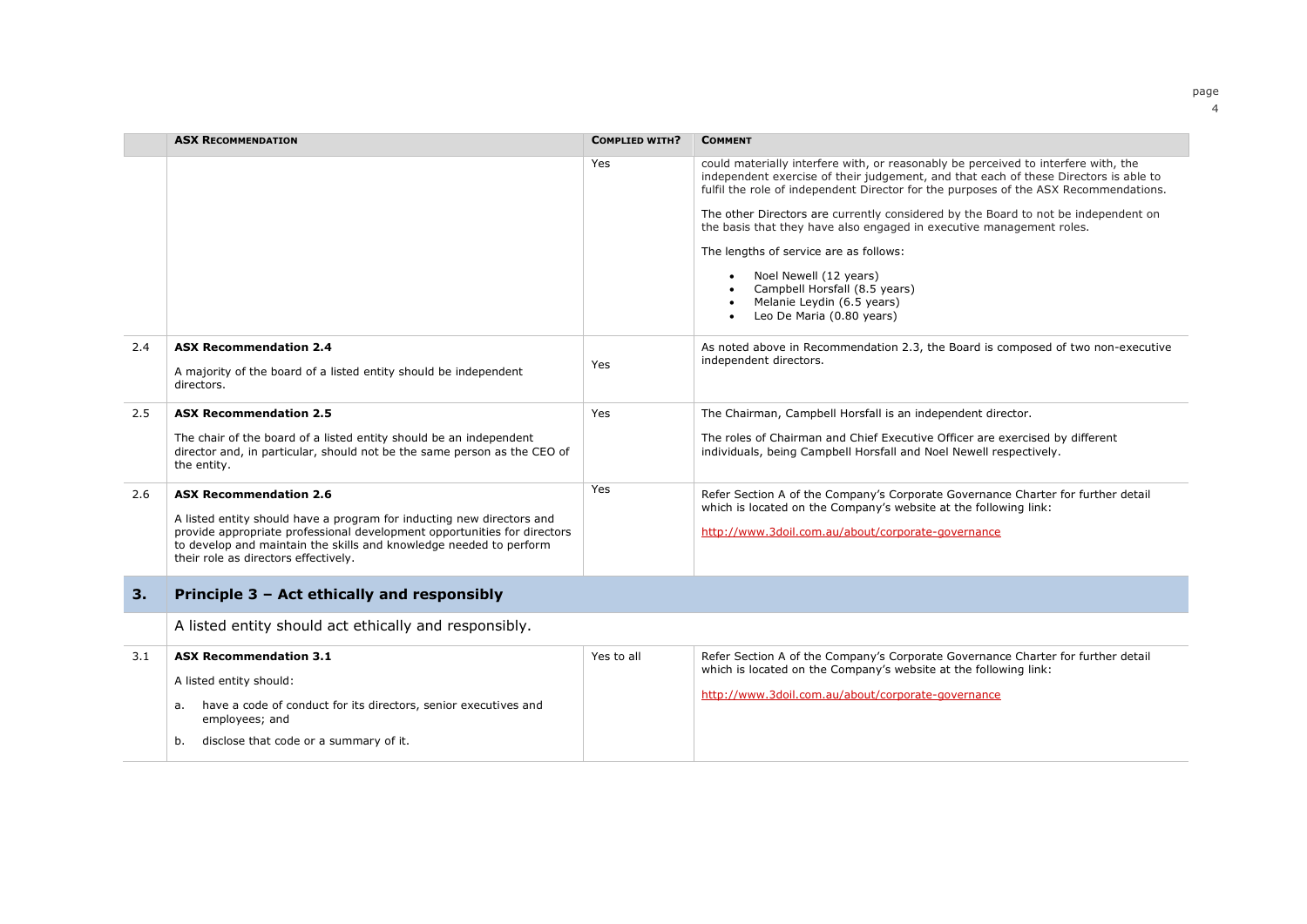| | ASX RECOMMENDATION | COMPLIED WITH? | COMMENT |
|---|---|---|---|
| | | Yes | could materially interfere with, or reasonably be perceived to interfere with, the independent exercise of their judgement, and that each of these Directors is able to fulfil the role of independent Director for the purposes of the ASX Recommendations.<br><br>The other Directors are currently considered by the Board to not be independent on the basis that they have also engaged in executive management roles.<br><br>The lengths of service are as follows:<br><br>• Noel Newell (12 years)<br>• Campbell Horsfall (8.5 years)<br>• Melanie Leydin (6.5 years)<br>• Leo De Maria (0.80 years) |
| 2.4 | **ASX Recommendation 2.4**<br><br>A majority of the board of a listed entity should be independent directors. | Yes | As noted above in Recommendation 2.3, the Board is composed of two non-executive independent directors. |
| 2.5 | **ASX Recommendation 2.5**<br><br>The chair of the board of a listed entity should be an independent director and, in particular, should not be the same person as the CEO of the entity. | Yes | The Chairman, Campbell Horsfall is an independent director.<br><br>The roles of Chairman and Chief Executive Officer are exercised by different individuals, being Campbell Horsfall and Noel Newell respectively. |
| 2.6 | **ASX Recommendation 2.6**<br><br>A listed entity should have a program for inducting new directors and provide appropriate professional development opportunities for directors to develop and maintain the skills and knowledge needed to perform their role as directors effectively. | Yes | Refer Section A of the Company's Corporate Governance Charter for further detail which is located on the Company's website at the following link:<br><br>http://www.3doil.com.au/about/corporate-governance |
| **3.** | **Principle 3 – Act ethically and responsibly** | | |
| | A listed entity should act ethically and responsibly. | | |
| 3.1 | **ASX Recommendation 3.1**<br><br>A listed entity should:<br><br>a. have a code of conduct for its directors, senior executives and employees; and<br><br>b. disclose that code or a summary of it. | Yes to all | Refer Section A of the Company's Corporate Governance Charter for further detail which is located on the Company's website at the following link:<br><br>http://www.3doil.com.au/about/corporate-governance |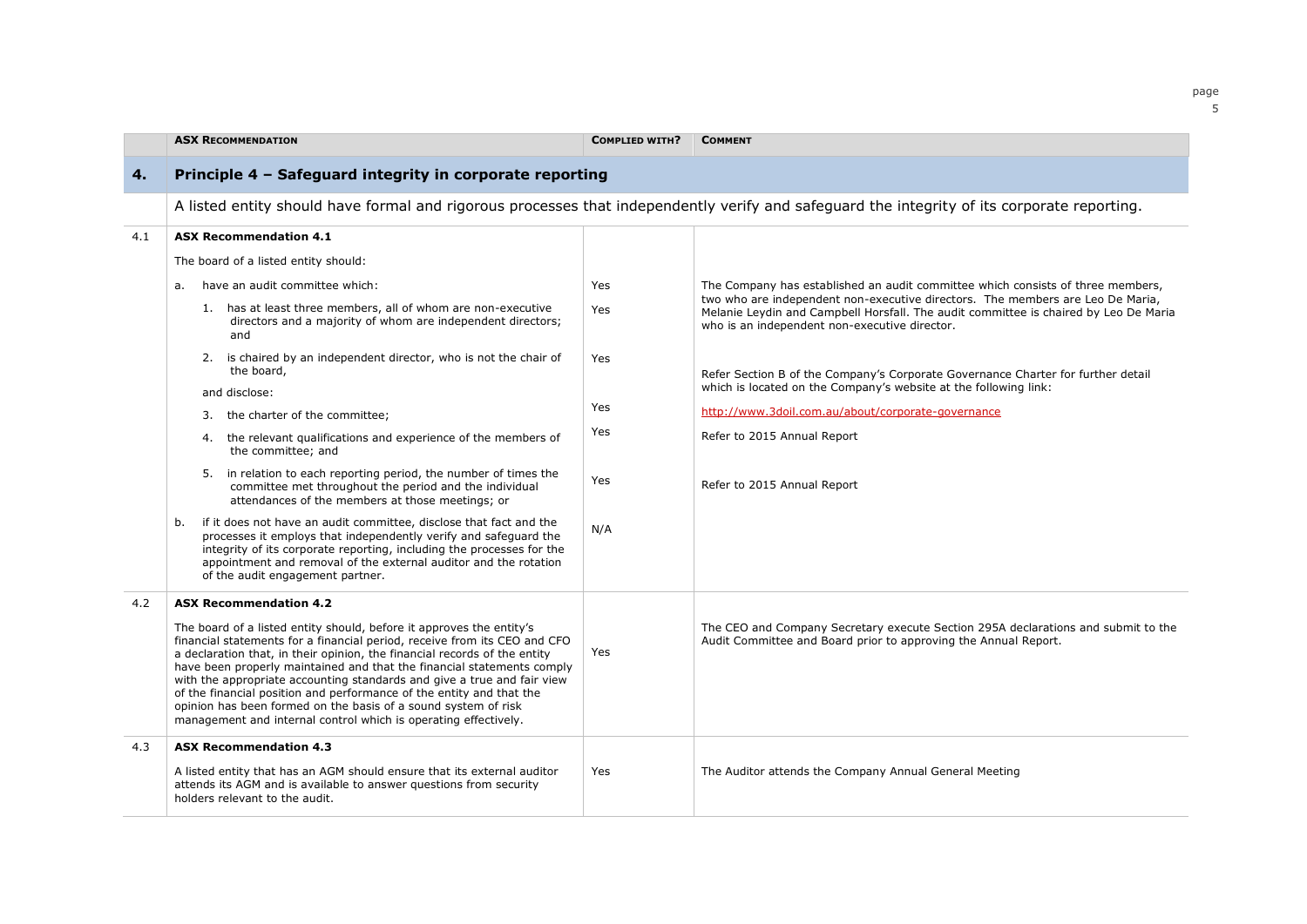| | ASX RECOMMENDATION | COMPLIED WITH? | COMMENT |
|---|---|---|---|
| **4.** | **Principle 4 – Safeguard integrity in corporate reporting** | | |
| | A listed entity should have formal and rigorous processes that independently verify and safeguard the integrity of its corporate reporting. | | |
| 4.1 | **ASX Recommendation 4.1** | | |
| | The board of a listed entity should: | | |
| | a. have an audit committee which: | Yes | The Company has established an audit committee which consists of three members, two who are independent non-executive directors. The members are Leo De Maria, Melanie Leydin and Campbell Horsfall. The audit committee is chaired by Leo De Maria who is an independent non-executive director. |
| | 1. has at least three members, all of whom are non-executive directors and a majority of whom are independent directors; and | Yes | |
| | 2. is chaired by an independent director, who is not the chair of the board, | Yes | Refer Section B of the Company's Corporate Governance Charter for further detail which is located on the Company's website at the following link: |
| | and disclose: | | |
| | 3. the charter of the committee; | Yes | http://www.3doil.com.au/about/corporate-governance |
| | 4. the relevant qualifications and experience of the members of the committee; and | Yes | Refer to 2015 Annual Report |
| | 5. in relation to each reporting period, the number of times the committee met throughout the period and the individual attendances of the members at those meetings; or | Yes | Refer to 2015 Annual Report |
| | b. if it does not have an audit committee, disclose that fact and the processes it employs that independently verify and safeguard the integrity of its corporate reporting, including the processes for the appointment and removal of the external auditor and the rotation of the audit engagement partner. | N/A | |
| 4.2 | **ASX Recommendation 4.2** | | |
| | The board of a listed entity should, before it approves the entity's financial statements for a financial period, receive from its CEO and CFO a declaration that, in their opinion, the financial records of the entity have been properly maintained and that the financial statements comply with the appropriate accounting standards and give a true and fair view of the financial position and performance of the entity and that the opinion has been formed on the basis of a sound system of risk management and internal control which is operating effectively. | Yes | The CEO and Company Secretary execute Section 295A declarations and submit to the Audit Committee and Board prior to approving the Annual Report. |
| 4.3 | **ASX Recommendation 4.3** | | |
| | A listed entity that has an AGM should ensure that its external auditor attends its AGM and is available to answer questions from security holders relevant to the audit. | Yes | The Auditor attends the Company Annual General Meeting |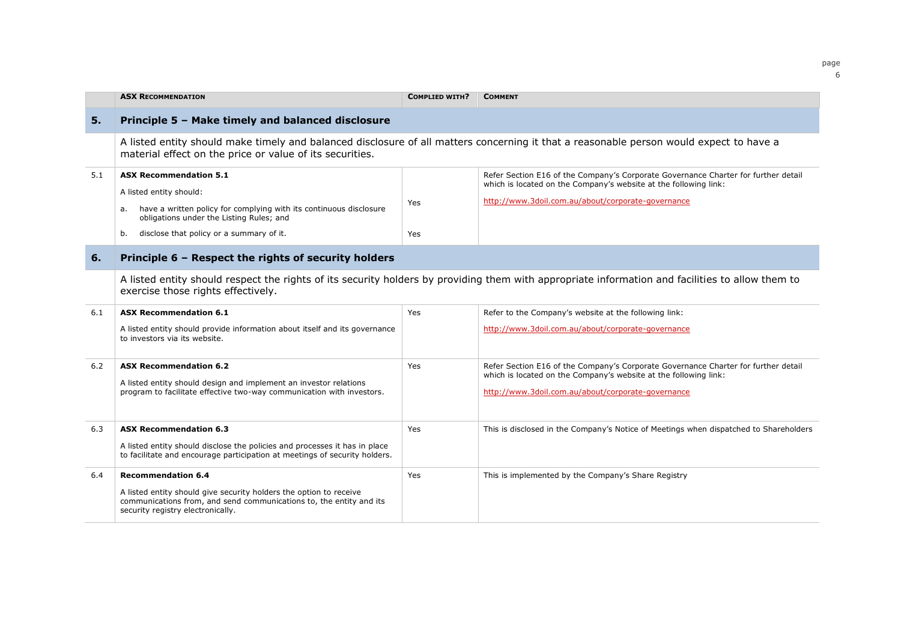| | ASX RECOMMENDATION | COMPLIED WITH? | COMMENT |
|---|---|---|---|
| **5.** | **Principle 5 – Make timely and balanced disclosure** | | |
| | A listed entity should make timely and balanced disclosure of all matters concerning it that a reasonable person would expect to have a material effect on the price or value of its securities. | | |
| 5.1 | **ASX Recommendation 5.1**<br><br>A listed entity should:<br><br>a. have a written policy for complying with its continuous disclosure obligations under the Listing Rules; and<br><br>b. disclose that policy or a summary of it. | <br><br><br>Yes<br><br><br>Yes | Refer Section E16 of the Company's Corporate Governance Charter for further detail which is located on the Company's website at the following link:<br><br>http://www.3doil.com.au/about/corporate-governance |
| **6.** | **Principle 6 – Respect the rights of security holders** | | |
| | A listed entity should respect the rights of its security holders by providing them with appropriate information and facilities to allow them to exercise those rights effectively. | | |
| 6.1 | **ASX Recommendation 6.1**<br><br>A listed entity should provide information about itself and its governance to investors via its website. | Yes | Refer to the Company's website at the following link:<br><br>http://www.3doil.com.au/about/corporate-governance |
| 6.2 | **ASX Recommendation 6.2**<br><br>A listed entity should design and implement an investor relations program to facilitate effective two-way communication with investors. | Yes | Refer Section E16 of the Company's Corporate Governance Charter for further detail which is located on the Company's website at the following link:<br><br>http://www.3doil.com.au/about/corporate-governance |
| 6.3 | **ASX Recommendation 6.3**<br><br>A listed entity should disclose the policies and processes it has in place to facilitate and encourage participation at meetings of security holders. | Yes | This is disclosed in the Company's Notice of Meetings when dispatched to Shareholders |
| 6.4 | **Recommendation 6.4**<br><br>A listed entity should give security holders the option to receive communications from, and send communications to, the entity and its security registry electronically. | Yes | This is implemented by the Company's Share Registry |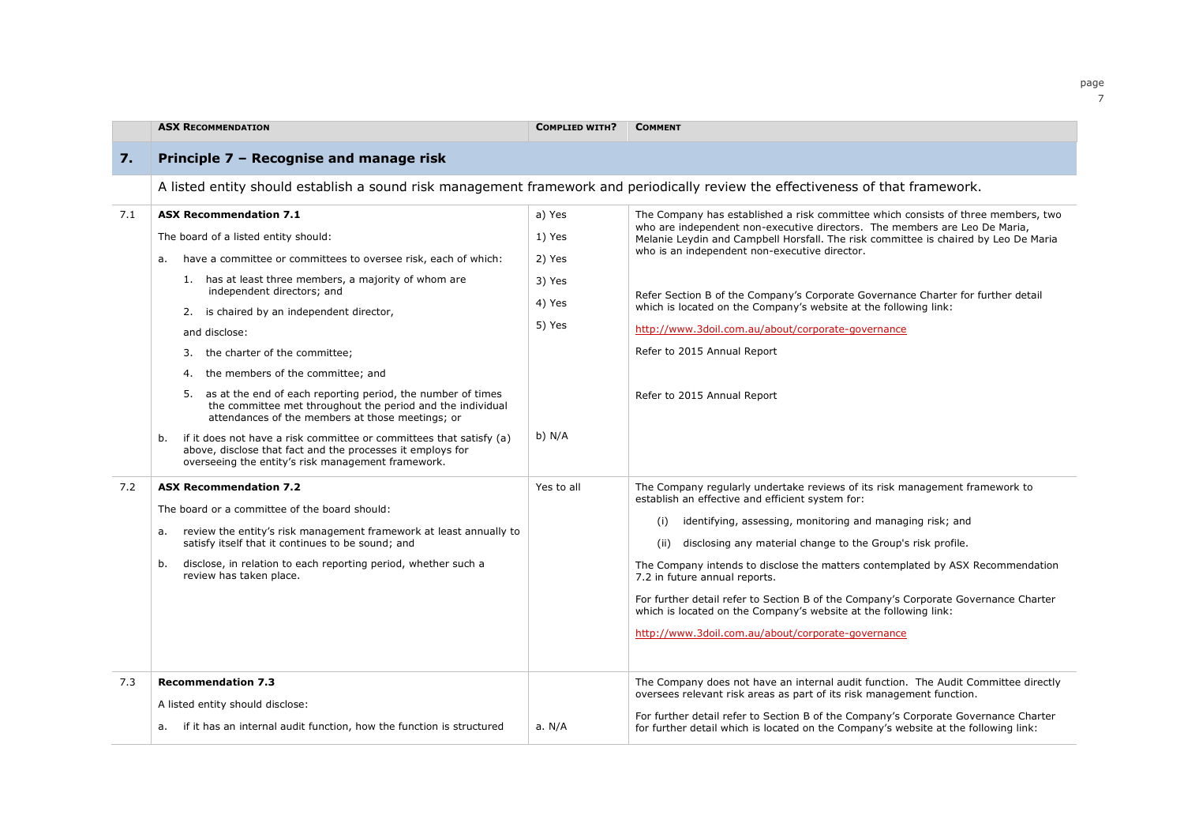| | ASX RECOMMENDATION | COMPLIED WITH? | COMMENT |
|---|---|---|---|
| **7.** | **Principle 7 – Recognise and manage risk** | | |
| | A listed entity should establish a sound risk management framework and periodically review the effectiveness of that framework. | | |
| 7.1 | **ASX Recommendation 7.1**<br><br>The board of a listed entity should:<br><br>a. have a committee or committees to oversee risk, each of which:<br><br>1. has at least three members, a majority of whom are independent directors; and<br><br>2. is chaired by an independent director,<br><br>and disclose:<br><br>3. the charter of the committee;<br><br>4. the members of the committee; and<br><br>5. as at the end of each reporting period, the number of times the committee met throughout the period and the individual attendances of the members at those meetings; or<br><br>b. if it does not have a risk committee or committees that satisfy (a) above, disclose that fact and the processes it employs for overseeing the entity's risk management framework. | a) Yes<br><br>1) Yes<br><br>2) Yes<br><br>3) Yes<br><br>4) Yes<br><br>5) Yes<br><br>b) N/A | The Company has established a risk committee which consists of three members, two who are independent non-executive directors. The members are Leo De Maria, Melanie Leydin and Campbell Horsfall. The risk committee is chaired by Leo De Maria who is an independent non-executive director.<br><br>Refer Section B of the Company's Corporate Governance Charter for further detail which is located on the Company's website at the following link:<br><br>http://www.3doil.com.au/about/corporate-governance<br><br>Refer to 2015 Annual Report<br><br>Refer to 2015 Annual Report |
| 7.2 | **ASX Recommendation 7.2**<br><br>The board or a committee of the board should:<br><br>a. review the entity's risk management framework at least annually to satisfy itself that it continues to be sound; and<br><br>b. disclose, in relation to each reporting period, whether such a review has taken place. | Yes to all | The Company regularly undertake reviews of its risk management framework to establish an effective and efficient system for:<br><br>(i) identifying, assessing, monitoring and managing risk; and<br><br>(ii) disclosing any material change to the Group's risk profile.<br><br>The Company intends to disclose the matters contemplated by ASX Recommendation 7.2 in future annual reports.<br><br>For further detail refer to Section B of the Company's Corporate Governance Charter which is located on the Company's website at the following link:<br><br>http://www.3doil.com.au/about/corporate-governance |
| 7.3 | **Recommendation 7.3**<br><br>A listed entity should disclose:<br><br>a. if it has an internal audit function, how the function is structured | a. N/A | The Company does not have an internal audit function. The Audit Committee directly oversees relevant risk areas as part of its risk management function.<br><br>For further detail refer to Section B of the Company's Corporate Governance Charter for further detail which is located on the Company's website at the following link: |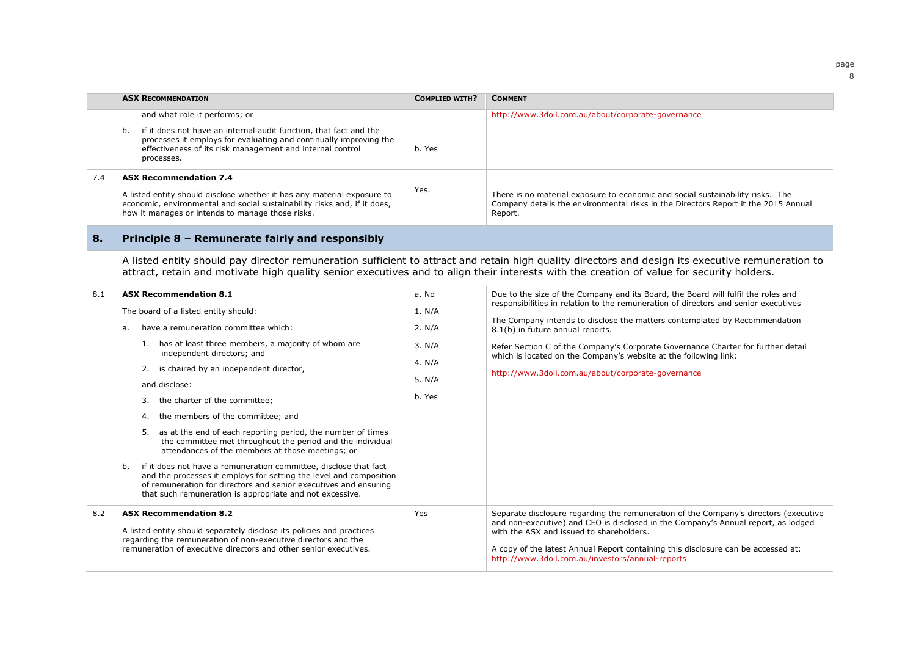| | ASX Recommendation | Complied With? | Comment |
|---|---|---|---|
| | and what role it performs; or<br><br>b. if it does not have an internal audit function, that fact and the processes it employs for evaluating and continually improving the effectiveness of its risk management and internal control processes. | b. Yes | http://www.3doil.com.au/about/corporate-governance |
| 7.4 | **ASX Recommendation 7.4**<br><br>A listed entity should disclose whether it has any material exposure to economic, environmental and social sustainability risks and, if it does, how it manages or intends to manage those risks. | Yes. | There is no material exposure to economic and social sustainability risks. The Company details the environmental risks in the Directors Report it the 2015 Annual Report. |
| **8.** | **Principle 8 – Remunerate fairly and responsibly** | | |
| | A listed entity should pay director remuneration sufficient to attract and retain high quality directors and design its executive remuneration to attract, retain and motivate high quality senior executives and to align their interests with the creation of value for security holders. | | |
| 8.1 | **ASX Recommendation 8.1**<br><br>The board of a listed entity should:<br><br>a. have a remuneration committee which:<br><br>1. has at least three members, a majority of whom are independent directors; and<br><br>2. is chaired by an independent director,<br><br>and disclose:<br><br>3. the charter of the committee;<br><br>4. the members of the committee; and<br><br>5. as at the end of each reporting period, the number of times the committee met throughout the period and the individual attendances of the members at those meetings; or<br><br>b. if it does not have a remuneration committee, disclose that fact and the processes it employs for setting the level and composition of remuneration for directors and senior executives and ensuring that such remuneration is appropriate and not excessive. | a. No<br>1. N/A<br>2. N/A<br>3. N/A<br>4. N/A<br>5. N/A<br>b. Yes | Due to the size of the Company and its Board, the Board will fulfil the roles and responsibilities in relation to the remuneration of directors and senior executives<br><br>The Company intends to disclose the matters contemplated by Recommendation 8.1(b) in future annual reports.<br><br>Refer Section C of the Company's Corporate Governance Charter for further detail which is located on the Company's website at the following link:<br><br>http://www.3doil.com.au/about/corporate-governance |
| 8.2 | **ASX Recommendation 8.2**<br><br>A listed entity should separately disclose its policies and practices regarding the remuneration of non-executive directors and the remuneration of executive directors and other senior executives. | Yes | Separate disclosure regarding the remuneration of the Company's directors (executive and non-executive) and CEO is disclosed in the Company's Annual report, as lodged with the ASX and issued to shareholders.<br><br>A copy of the latest Annual Report containing this disclosure can be accessed at: http://www.3doil.com.au/investors/annual-reports |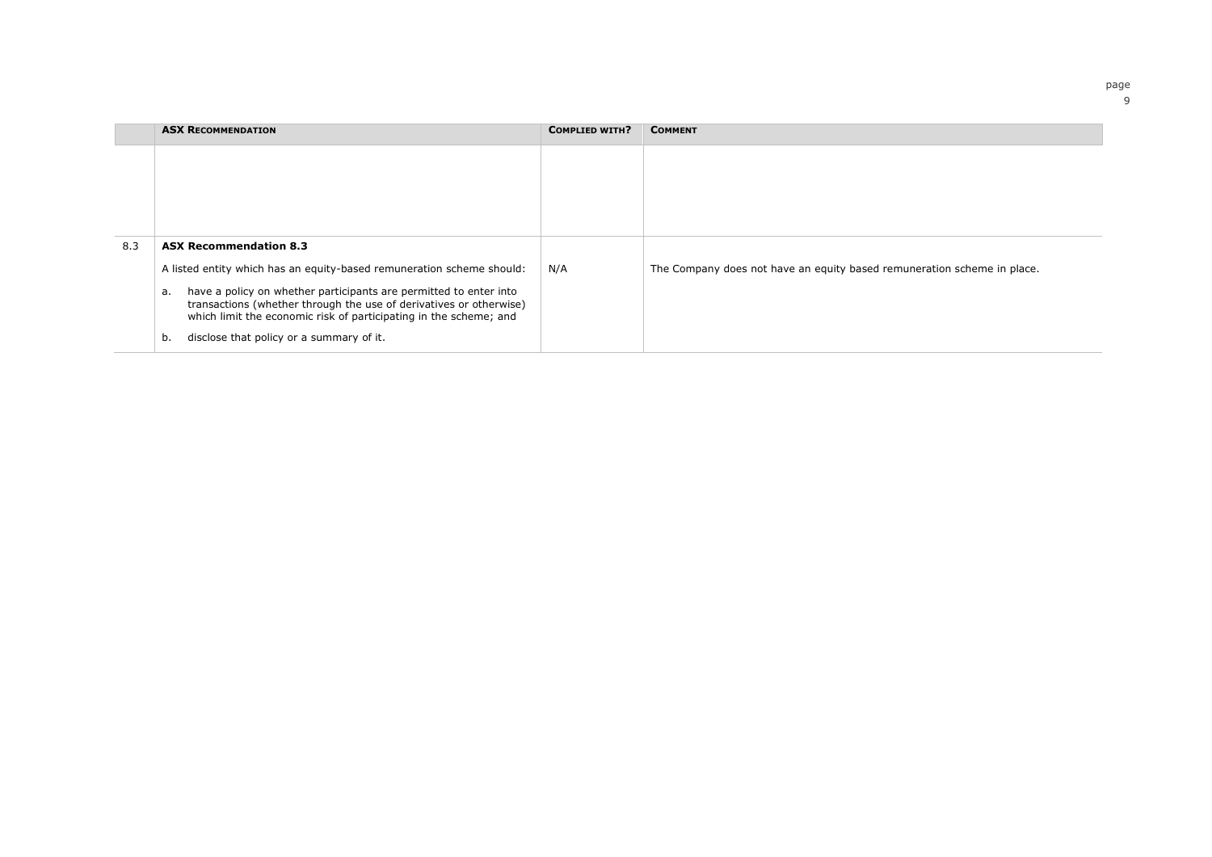| | ASX RECOMMENDATION | COMPLIED WITH? | COMMENT |
|---|---|---|---|
| | | | |
| 8.3 | **ASX Recommendation 8.3**<br><br>A listed entity which has an equity-based remuneration scheme should:<br><br>a. have a policy on whether participants are permitted to enter into transactions (whether through the use of derivatives or otherwise) which limit the economic risk of participating in the scheme; and<br><br>b. disclose that policy or a summary of it. | N/A | The Company does not have an equity based remuneration scheme in place. |